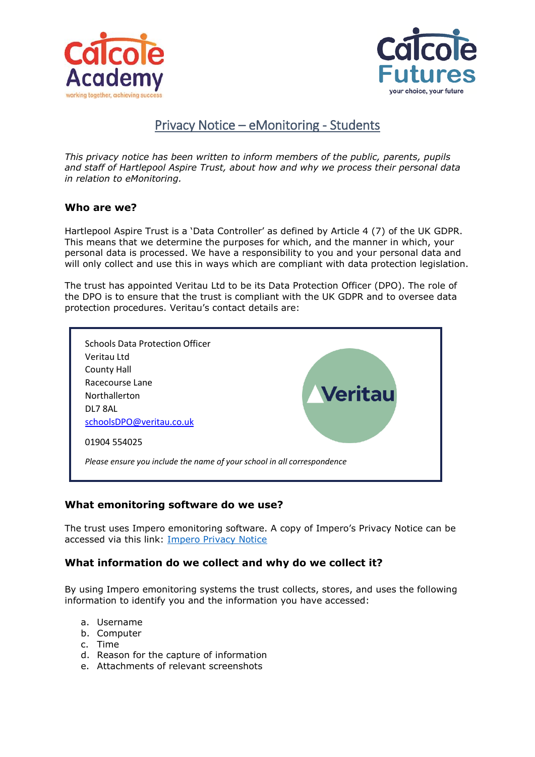# Privacy Notice – eMonitoring - Students

*This privacy notice has been written to inform members of the public, parents, pupils and staff of Hartlepool Aspire Trust, about how and why we process their personal data in relation to eMonitoring.*

## Who are we?

Hartlepool Aspire Trust is a 'Data Controller' as defined by Article 4 (7) of the UK GDPR. This means that we determine the purposes for which, and the manner in which, your personal data is processed. We have a responsibility to you and your personal data and will only collect and use this in ways which are compliant with data protection legislation.

The trust has appointed Veritau Ltd to be its Data Protection Officer (DPO). The role of the DPO is to ensure that the trust is compliant with the UK GDPR and to oversee data protection procedures. Veritau's contact details are:

> Schools Data Protection Officer
> Veritau Ltd
> County Hall
> Racecourse Lane
> Northallerton
> DL7 8AL
> schoolsDPO@veritau.co.uk
>
> 01904 554025
>
> *Please ensure you include the name of your school in all correspondence*

## What emonitoring software do we use?

The trust uses Impero emonitoring software. A copy of Impero's Privacy Notice can be accessed via this link: Impero Privacy Notice

## What information do we collect and why do we collect it?

By using Impero emonitoring systems the trust collects, stores, and uses the following information to identify you and the information you have accessed:

a. Username
b. Computer
c. Time
d. Reason for the capture of information
e. Attachments of relevant screenshots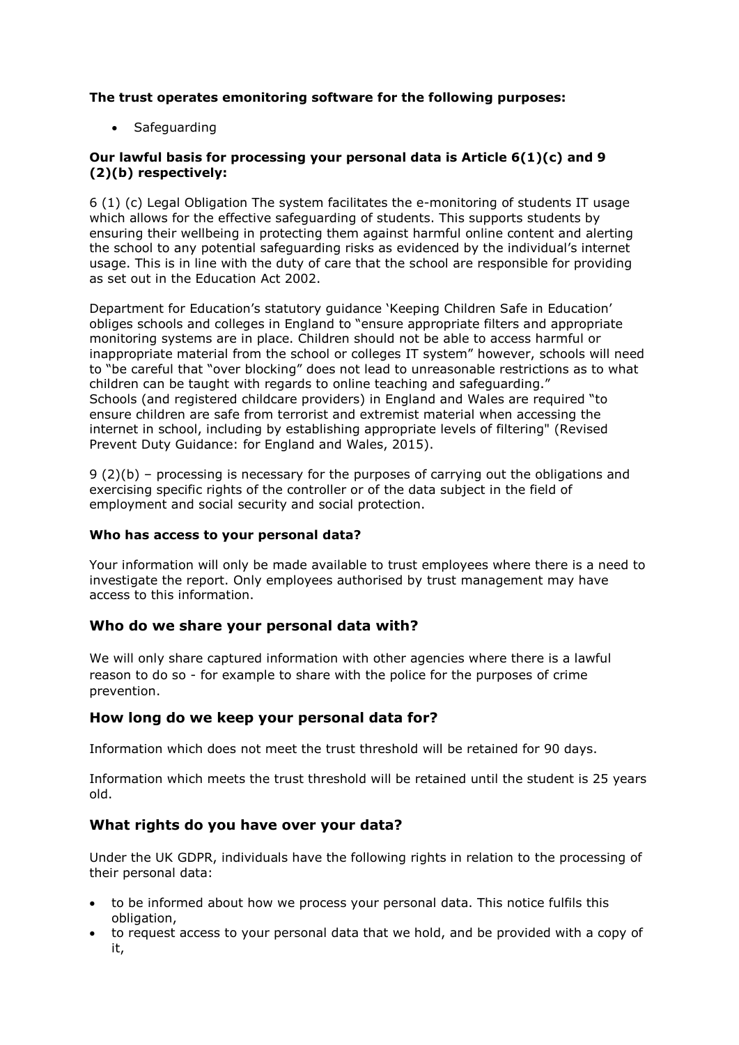**The trust operates emonitoring software for the following purposes:**

- Safeguarding

**Our lawful basis for processing your personal data is Article 6(1)(c) and 9 (2)(b) respectively:**

6 (1) (c) Legal Obligation The system facilitates the e-monitoring of students IT usage which allows for the effective safeguarding of students. This supports students by ensuring their wellbeing in protecting them against harmful online content and alerting the school to any potential safeguarding risks as evidenced by the individual's internet usage. This is in line with the duty of care that the school are responsible for providing as set out in the Education Act 2002.

Department for Education's statutory guidance 'Keeping Children Safe in Education' obliges schools and colleges in England to "ensure appropriate filters and appropriate monitoring systems are in place. Children should not be able to access harmful or inappropriate material from the school or colleges IT system" however, schools will need to "be careful that "over blocking" does not lead to unreasonable restrictions as to what children can be taught with regards to online teaching and safeguarding."
Schools (and registered childcare providers) in England and Wales are required "to ensure children are safe from terrorist and extremist material when accessing the internet in school, including by establishing appropriate levels of filtering" (Revised Prevent Duty Guidance: for England and Wales, 2015).

9 (2)(b) – processing is necessary for the purposes of carrying out the obligations and exercising specific rights of the controller or of the data subject in the field of employment and social security and social protection.

**Who has access to your personal data?**

Your information will only be made available to trust employees where there is a need to investigate the report. Only employees authorised by trust management may have access to this information.

## Who do we share your personal data with?

We will only share captured information with other agencies where there is a lawful reason to do so - for example to share with the police for the purposes of crime prevention.

## How long do we keep your personal data for?

Information which does not meet the trust threshold will be retained for 90 days.

Information which meets the trust threshold will be retained until the student is 25 years old.

## What rights do you have over your data?

Under the UK GDPR, individuals have the following rights in relation to the processing of their personal data:

- to be informed about how we process your personal data. This notice fulfils this obligation,
- to request access to your personal data that we hold, and be provided with a copy of it,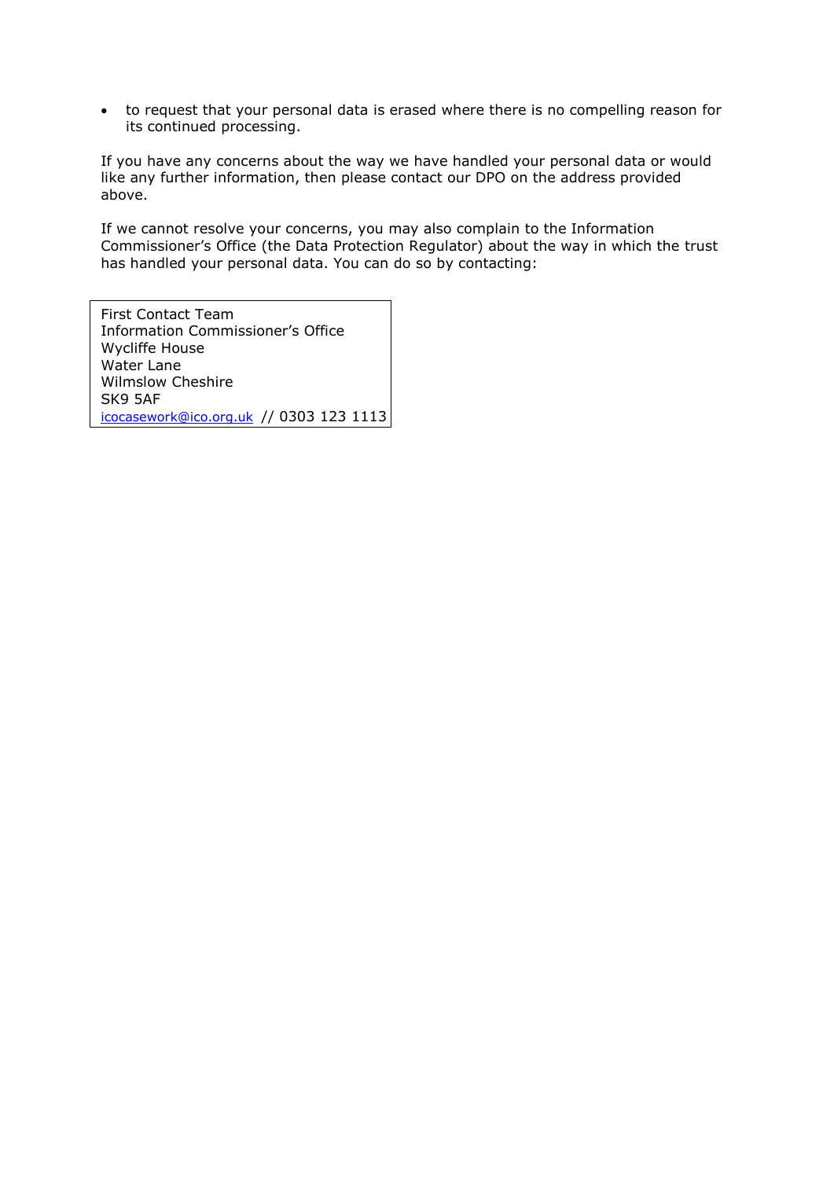- to request that your personal data is erased where there is no compelling reason for its continued processing.

If you have any concerns about the way we have handled your personal data or would like any further information, then please contact our DPO on the address provided above.

If we cannot resolve your concerns, you may also complain to the Information Commissioner's Office (the Data Protection Regulator) about the way in which the trust has handled your personal data. You can do so by contacting:

First Contact Team
Information Commissioner's Office
Wycliffe House
Water Lane
Wilmslow Cheshire
SK9 5AF
icocasework@ico.org.uk // 0303 123 1113